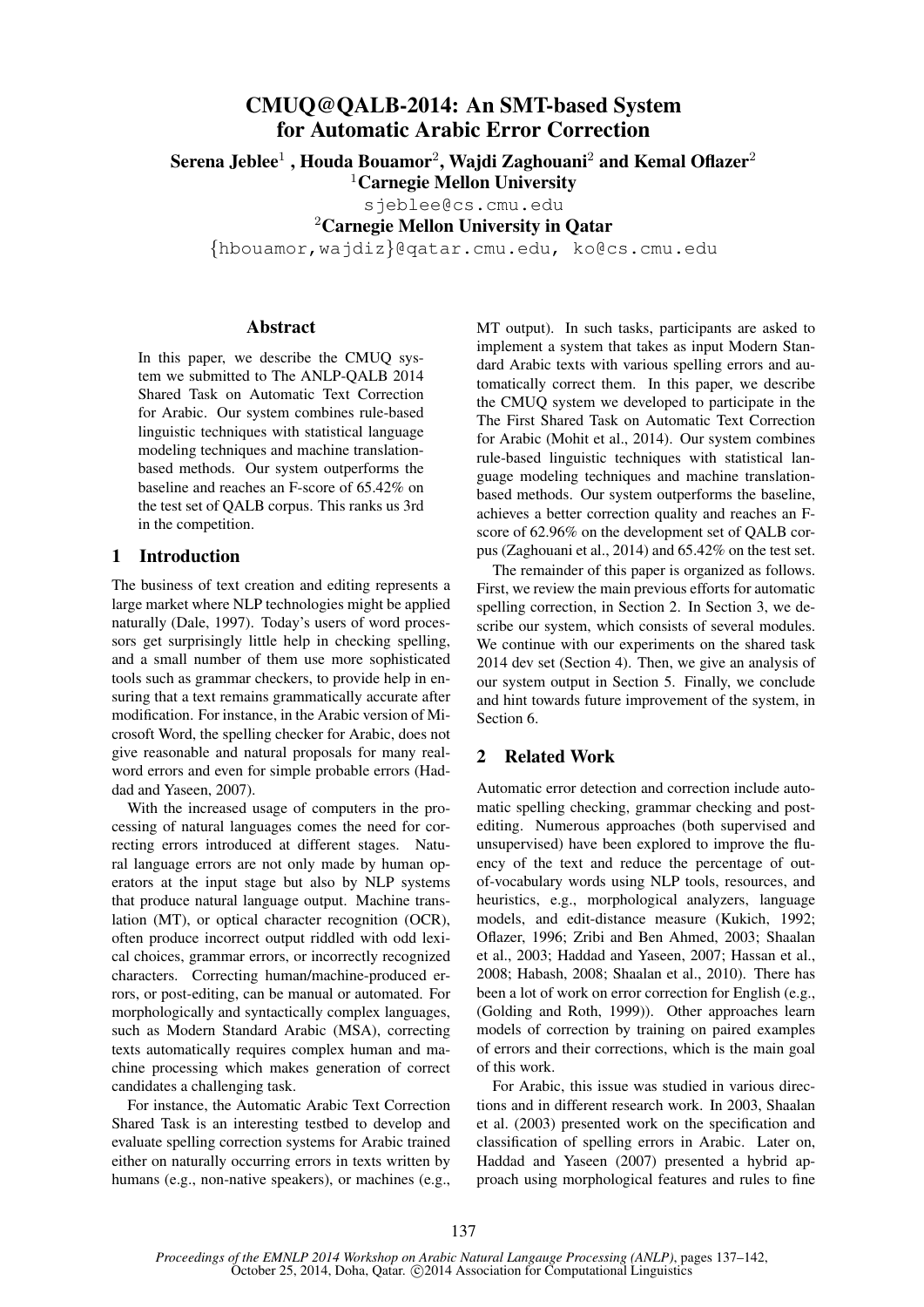# CMUQ@QALB-2014: An SMT-based System for Automatic Arabic Error Correction

**Serena Jeblee**[1] **, Houda Bouamor**[2]**, Wajdi Zaghouani**[2] **and Kemal Oflazer**[2]

[1]**Carnegie Mellon University**

sjeblee@cs.cmu.edu

[2]**Carnegie Mellon University in Qatar**

{hbouamor,wajdiz}@qatar.cmu.edu, ko@cs.cmu.edu

## Abstract

In this paper, we describe the CMUQ system we submitted to The ANLP-QALB 2014 Shared Task on Automatic Text Correction for Arabic. Our system combines rule-based linguistic techniques with statistical language modeling techniques and machine translation-based methods. Our system outperforms the baseline and reaches an F-score of 65.42% on the test set of QALB corpus. This ranks us 3rd in the competition.

## 1 Introduction

The business of text creation and editing represents a large market where NLP technologies might be applied naturally (Dale, 1997). Today's users of word processors get surprisingly little help in checking spelling, and a small number of them use more sophisticated tools such as grammar checkers, to provide help in ensuring that a text remains grammatically accurate after modification. For instance, in the Arabic version of Microsoft Word, the spelling checker for Arabic, does not give reasonable and natural proposals for many real-word errors and even for simple probable errors (Haddad and Yaseen, 2007).

With the increased usage of computers in the processing of natural languages comes the need for correcting errors introduced at different stages. Natural language errors are not only made by human operators at the input stage but also by NLP systems that produce natural language output. Machine translation (MT), or optical character recognition (OCR), often produce incorrect output riddled with odd lexical choices, grammar errors, or incorrectly recognized characters. Correcting human/machine-produced errors, or post-editing, can be manual or automated. For morphologically and syntactically complex languages, such as Modern Standard Arabic (MSA), correcting texts automatically requires complex human and machine processing which makes generation of correct candidates a challenging task.

For instance, the Automatic Arabic Text Correction Shared Task is an interesting testbed to develop and evaluate spelling correction systems for Arabic trained either on naturally occurring errors in texts written by humans (e.g., non-native speakers), or machines (e.g., MT output). In such tasks, participants are asked to implement a system that takes as input Modern Standard Arabic texts with various spelling errors and automatically correct them. In this paper, we describe the CMUQ system we developed to participate in the The First Shared Task on Automatic Text Correction for Arabic (Mohit et al., 2014). Our system combines rule-based linguistic techniques with statistical language modeling techniques and machine translation-based methods. Our system outperforms the baseline, achieves a better correction quality and reaches an F-score of 62.96% on the development set of QALB corpus (Zaghouani et al., 2014) and 65.42% on the test set.

The remainder of this paper is organized as follows. First, we review the main previous efforts for automatic spelling correction, in Section 2. In Section 3, we describe our system, which consists of several modules. We continue with our experiments on the shared task 2014 dev set (Section 4). Then, we give an analysis of our system output in Section 5. Finally, we conclude and hint towards future improvement of the system, in Section 6.

## 2 Related Work

Automatic error detection and correction include automatic spelling checking, grammar checking and post-editing. Numerous approaches (both supervised and unsupervised) have been explored to improve the fluency of the text and reduce the percentage of out-of-vocabulary words using NLP tools, resources, and heuristics, e.g., morphological analyzers, language models, and edit-distance measure (Kukich, 1992; Oflazer, 1996; Zribi and Ben Ahmed, 2003; Shaalan et al., 2003; Haddad and Yaseen, 2007; Hassan et al., 2008; Habash, 2008; Shaalan et al., 2010). There has been a lot of work on error correction for English (e.g., (Golding and Roth, 1999)). Other approaches learn models of correction by training on paired examples of errors and their corrections, which is the main goal of this work.

For Arabic, this issue was studied in various directions and in different research work. In 2003, Shaalan et al. (2003) presented work on the specification and classification of spelling errors in Arabic. Later on, Haddad and Yaseen (2007) presented a hybrid approach using morphological features and rules to fine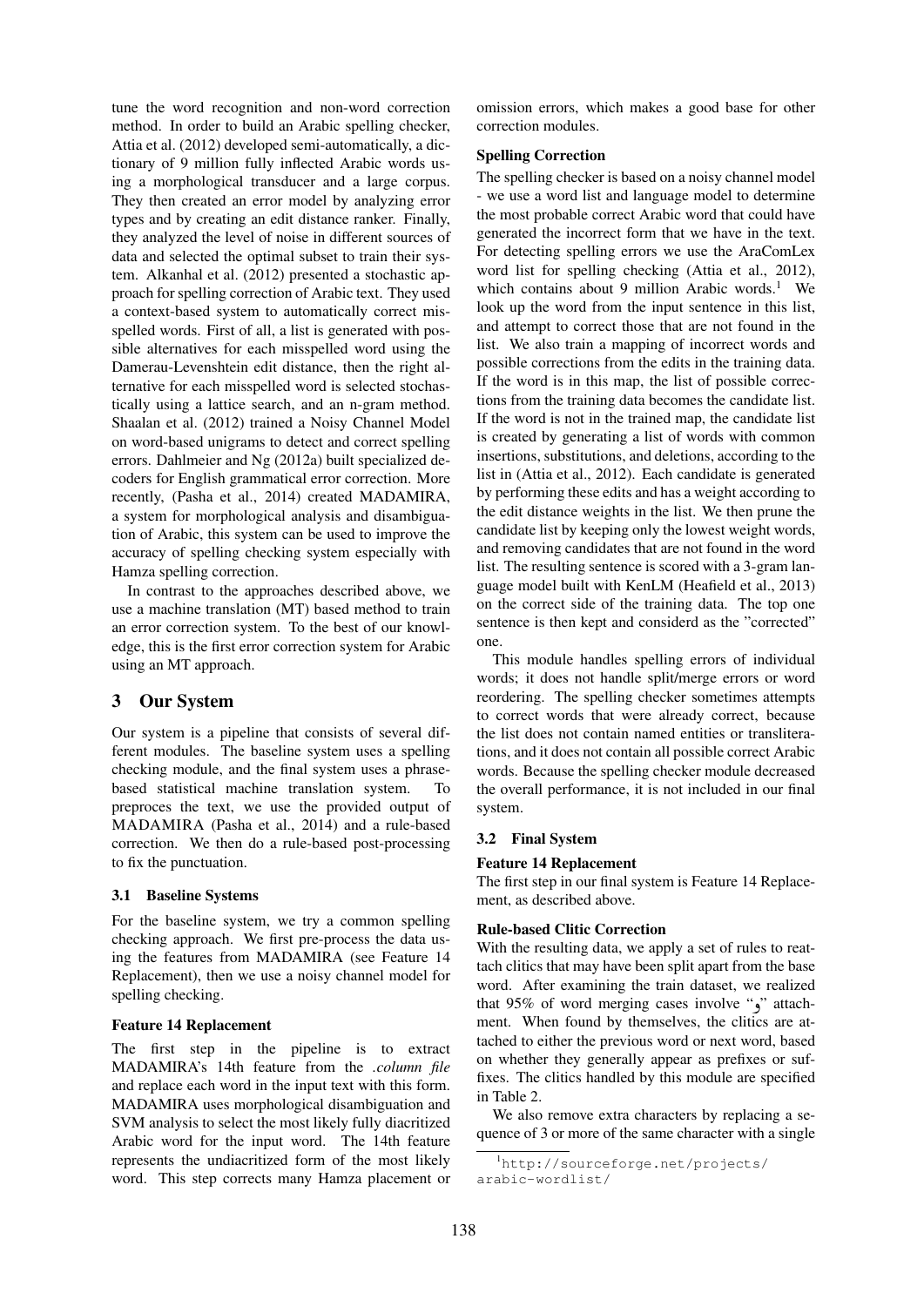tune the word recognition and non-word correction method. In order to build an Arabic spelling checker, Attia et al. (2012) developed semi-automatically, a dictionary of 9 million fully inflected Arabic words using a morphological transducer and a large corpus. They then created an error model by analyzing error types and by creating an edit distance ranker. Finally, they analyzed the level of noise in different sources of data and selected the optimal subset to train their system. Alkanhal et al. (2012) presented a stochastic approach for spelling correction of Arabic text. They used a context-based system to automatically correct misspelled words. First of all, a list is generated with possible alternatives for each misspelled word using the Damerau-Levenshtein edit distance, then the right alternative for each misspelled word is selected stochastically using a lattice search, and an n-gram method. Shaalan et al. (2012) trained a Noisy Channel Model on word-based unigrams to detect and correct spelling errors. Dahlmeier and Ng (2012a) built specialized decoders for English grammatical error correction. More recently, (Pasha et al., 2014) created MADAMIRA, a system for morphological analysis and disambiguation of Arabic, this system can be used to improve the accuracy of spelling checking system especially with Hamza spelling correction.

In contrast to the approaches described above, we use a machine translation (MT) based method to train an error correction system. To the best of our knowledge, this is the first error correction system for Arabic using an MT approach.

## 3 Our System

Our system is a pipeline that consists of several different modules. The baseline system uses a spelling checking module, and the final system uses a phrase-based statistical machine translation system. To preproces the text, we use the provided output of MADAMIRA (Pasha et al., 2014) and a rule-based correction. We then do a rule-based post-processing to fix the punctuation.

### 3.1 Baseline Systems

For the baseline system, we try a common spelling checking approach. We first pre-process the data using the features from MADAMIRA (see Feature 14 Replacement), then we use a noisy channel model for spelling checking.

**Feature 14 Replacement**

The first step in the pipeline is to extract MADAMIRA's 14th feature from the *.column file* and replace each word in the input text with this form. MADAMIRA uses morphological disambiguation and SVM analysis to select the most likely fully diacritized Arabic word for the input word. The 14th feature represents the undiacritized form of the most likely word. This step corrects many Hamza placement or omission errors, which makes a good base for other correction modules.

**Spelling Correction**

The spelling checker is based on a noisy channel model - we use a word list and language model to determine the most probable correct Arabic word that could have generated the incorrect form that we have in the text. For detecting spelling errors we use the AraComLex word list for spelling checking (Attia et al., 2012), which contains about 9 million Arabic words.[1] We look up the word from the input sentence in this list, and attempt to correct those that are not found in the list. We also train a mapping of incorrect words and possible corrections from the edits in the training data. If the word is in this map, the list of possible corrections from the training data becomes the candidate list. If the word is not in the trained map, the candidate list is created by generating a list of words with common insertions, substitutions, and deletions, according to the list in (Attia et al., 2012). Each candidate is generated by performing these edits and has a weight according to the edit distance weights in the list. We then prune the candidate list by keeping only the lowest weight words, and removing candidates that are not found in the word list. The resulting sentence is scored with a 3-gram language model built with KenLM (Heafield et al., 2013) on the correct side of the training data. The top one sentence is then kept and considerd as the "corrected" one.

This module handles spelling errors of individual words; it does not handle split/merge errors or word reordering. The spelling checker sometimes attempts to correct words that were already correct, because the list does not contain named entities or transliterations, and it does not contain all possible correct Arabic words. Because the spelling checker module decreased the overall performance, it is not included in our final system.

### 3.2 Final System

**Feature 14 Replacement**

The first step in our final system is Feature 14 Replacement, as described above.

**Rule-based Clitic Correction**

With the resulting data, we apply a set of rules to reattach clitics that may have been split apart from the base word. After examining the train dataset, we realized that 95% of word merging cases involve "و" attachment. When found by themselves, the clitics are attached to either the previous word or next word, based on whether they generally appear as prefixes or suffixes. The clitics handled by this module are specified in Table 2.

We also remove extra characters by replacing a sequence of 3 or more of the same character with a single

[1] http://sourceforge.net/projects/arabic-wordlist/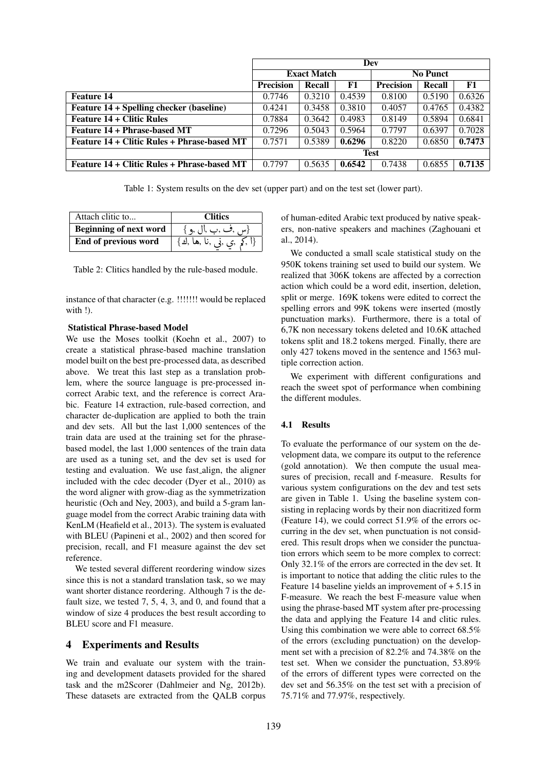| | Dev | | | | | |
|---|---|---|---|---|---|---|
| | Exact Match | | | No Punct | | |
| | Precision | Recall | F1 | Precision | Recall | F1 |
| **Feature 14** | 0.7746 | 0.3210 | 0.4539 | 0.8100 | 0.5190 | 0.6326 |
| **Feature 14 + Spelling checker (baseline)** | 0.4241 | 0.3458 | 0.3810 | 0.4057 | 0.4765 | 0.4382 |
| **Feature 14 + Clitic Rules** | 0.7884 | 0.3642 | 0.4983 | 0.8149 | 0.5894 | 0.6841 |
| **Feature 14 + Phrase-based MT** | 0.7296 | 0.5043 | 0.5964 | 0.7797 | 0.6397 | 0.7028 |
| **Feature 14 + Clitic Rules + Phrase-based MT** | 0.7571 | 0.5389 | **0.6296** | 0.8220 | 0.6850 | **0.7473** |
| | **Test** | | | | | |
| **Feature 14 + Clitic Rules + Phrase-based MT** | 0.7797 | 0.5635 | **0.6542** | 0.7438 | 0.6855 | **0.7135** |

Table 1: System results on the dev set (upper part) and on the test set (lower part).

| Attach clitic to... | Clitics |
|---|---|
| **Beginning of next word** | {و ,ال ,ب ,ف ,س} |
| **End of previous word** | {ا ,كم ,ي ,ني ,نا ,ها ,ك} |

Table 2: Clitics handled by the rule-based module.

instance of that character (e.g. !!!!!!! would be replaced with !).

**Statistical Phrase-based Model**

We use the Moses toolkit (Koehn et al., 2007) to create a statistical phrase-based machine translation model built on the best pre-processed data, as described above. We treat this last step as a translation problem, where the source language is pre-processed incorrect Arabic text, and the reference is correct Arabic. Feature 14 extraction, rule-based correction, and character de-duplication are applied to both the train and dev sets. All but the last 1,000 sentences of the train data are used at the training set for the phrase-based model, the last 1,000 sentences of the train data are used as a tuning set, and the dev set is used for testing and evaluation. We use fast_align, the aligner included with the cdec decoder (Dyer et al., 2010) as the word aligner with grow-diag as the symmetrization heuristic (Och and Ney, 2003), and build a 5-gram language model from the correct Arabic training data with KenLM (Heafield et al., 2013). The system is evaluated with BLEU (Papineni et al., 2002) and then scored for precision, recall, and F1 measure against the dev set reference.

We tested several different reordering window sizes since this is not a standard translation task, so we may want shorter distance reordering. Although 7 is the default size, we tested 7, 5, 4, 3, and 0, and found that a window of size 4 produces the best result according to BLEU score and F1 measure.

## 4 Experiments and Results

We train and evaluate our system with the training and development datasets provided for the shared task and the m2Scorer (Dahlmeier and Ng, 2012b). These datasets are extracted from the QALB corpus of human-edited Arabic text produced by native speakers, non-native speakers and machines (Zaghouani et al., 2014).

We conducted a small scale statistical study on the 950K tokens training set used to build our system. We realized that 306K tokens are affected by a correction action which could be a word edit, insertion, deletion, split or merge. 169K tokens were edited to correct the spelling errors and 99K tokens were inserted (mostly punctuation marks). Furthermore, there is a total of 6,7K non necessary tokens deleted and 10.6K attached tokens split and 18.2 tokens merged. Finally, there are only 427 tokens moved in the sentence and 1563 multiple correction action.

We experiment with different configurations and reach the sweet spot of performance when combining the different modules.

### 4.1 Results

To evaluate the performance of our system on the development data, we compare its output to the reference (gold annotation). We then compute the usual measures of precision, recall and f-measure. Results for various system configurations on the dev and test sets are given in Table 1. Using the baseline system consisting in replacing words by their non diacritized form (Feature 14), we could correct 51.9% of the errors occurring in the dev set, when punctuation is not considered. This result drops when we consider the punctuation errors which seem to be more complex to correct: Only 32.1% of the errors are corrected in the dev set. It is important to notice that adding the clitic rules to the Feature 14 baseline yields an improvement of + 5.15 in F-measure. We reach the best F-measure value when using the phrase-based MT system after pre-processing the data and applying the Feature 14 and clitic rules. Using this combination we were able to correct 68.5% of the errors (excluding punctuation) on the development set with a precision of 82.2% and 74.38% on the test set. When we consider the punctuation, 53.89% of the errors of different types were corrected on the dev set and 56.35% on the test set with a precision of 75.71% and 77.97%, respectively.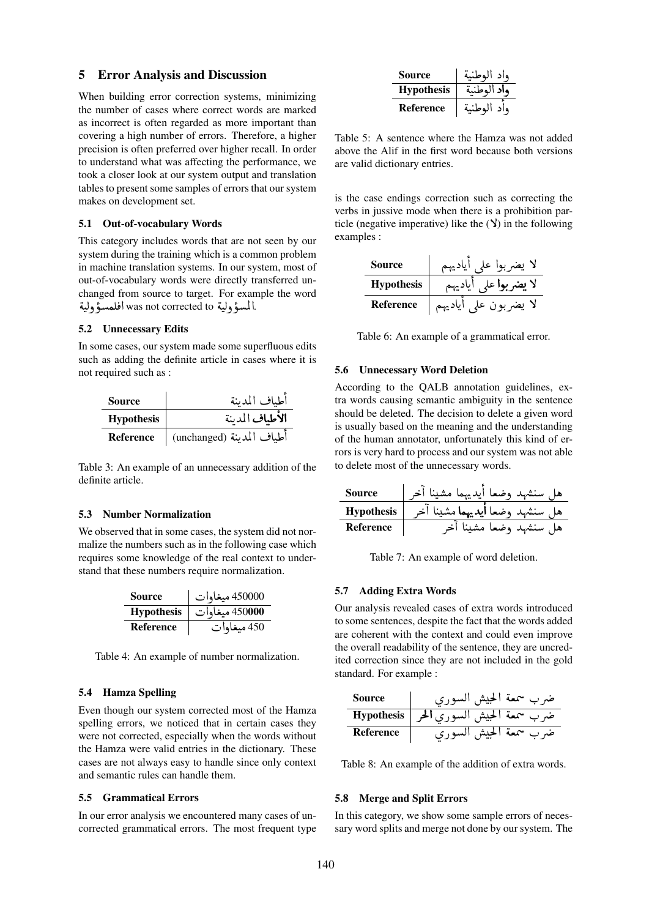## 5 Error Analysis and Discussion

When building error correction systems, minimizing the number of cases where correct words are marked as incorrect is often regarded as more important than covering a high number of errors. Therefore, a higher precision is often preferred over higher recall. In order to understand what was affecting the performance, we took a closer look at our system output and translation tables to present some samples of errors that our system makes on development set.

### 5.1 Out-of-vocabulary Words

This category includes words that are not seen by our system during the training which is a common problem in machine translation systems. In our system, most of out-of-vocabulary words were directly transferred unchanged from source to target. For example the word افلمسؤولية was not corrected to المسؤولية.

### 5.2 Unnecessary Edits

In some cases, our system made some superfluous edits such as adding the definite article in cases where it is not required such as :

| | |
|---|---|
| **Source** | أطياف المدينة |
| **Hypothesis** | **الأطياف** المدينة |
| **Reference** | أطياف المدينة (unchanged) |

Table 3: An example of an unnecessary addition of the definite article.

### 5.3 Number Normalization

We observed that in some cases, the system did not normalize the numbers such as in the following case which requires some knowledge of the real context to understand that these numbers require normalization.

| | |
|---|---|
| **Source** | 450000 ميغاوات |
| **Hypothesis** | 450**000** ميغاوات |
| **Reference** | 450 ميغاوات |

Table 4: An example of number normalization.

### 5.4 Hamza Spelling

Even though our system corrected most of the Hamza spelling errors, we noticed that in certain cases they were not corrected, especially when the words without the Hamza were valid entries in the dictionary. These cases are not always easy to handle since only context and semantic rules can handle them.

### 5.5 Grammatical Errors

In our error analysis we encountered many cases of uncorrected grammatical errors. The most frequent type is the case endings correction such as correcting the verbs in jussive mode when there is a prohibition particle (negative imperative) like the (لا) in the following examples :

| | |
|---|---|
| **Source** | واد الوطنية |
| **Hypothesis** | **واد** الوطنية |
| **Reference** | وأد الوطنية |

Table 5: A sentence where the Hamza was not added above the Alif in the first word because both versions are valid dictionary entries.

| | |
|---|---|
| **Source** | لا يضربوا على أياديهم |
| **Hypothesis** | لا **يضربوا** على أياديهم |
| **Reference** | لا يضربون على أياديهم |

Table 6: An example of a grammatical error.

### 5.6 Unnecessary Word Deletion

According to the QALB annotation guidelines, extra words causing semantic ambiguity in the sentence should be deleted. The decision to delete a given word is usually based on the meaning and the understanding of the human annotator, unfortunately this kind of errors is very hard to process and our system was not able to delete most of the unnecessary words.

| | |
|---|---|
| **Source** | هل سنشهد وضعا أيديهما مشينا آخر |
| **Hypothesis** | هل سنشهد وضعا **أيديهما** مشينا آخر |
| **Reference** | هل سنشهد وضعا مشينا آخر |

Table 7: An example of word deletion.

### 5.7 Adding Extra Words

Our analysis revealed cases of extra words introduced to some sentences, despite the fact that the words added are coherent with the context and could even improve the overall readability of the sentence, they are uncredited correction since they are not included in the gold standard. For example :

| | |
|---|---|
| **Source** | ضرب سمعة الجيش السوري |
| **Hypothesis** | ضرب سمعة الجيش السوري **الحر** |
| **Reference** | ضرب سمعة الجيش السوري |

Table 8: An example of the addition of extra words.

### 5.8 Merge and Split Errors

In this category, we show some sample errors of necessary word splits and merge not done by our system. The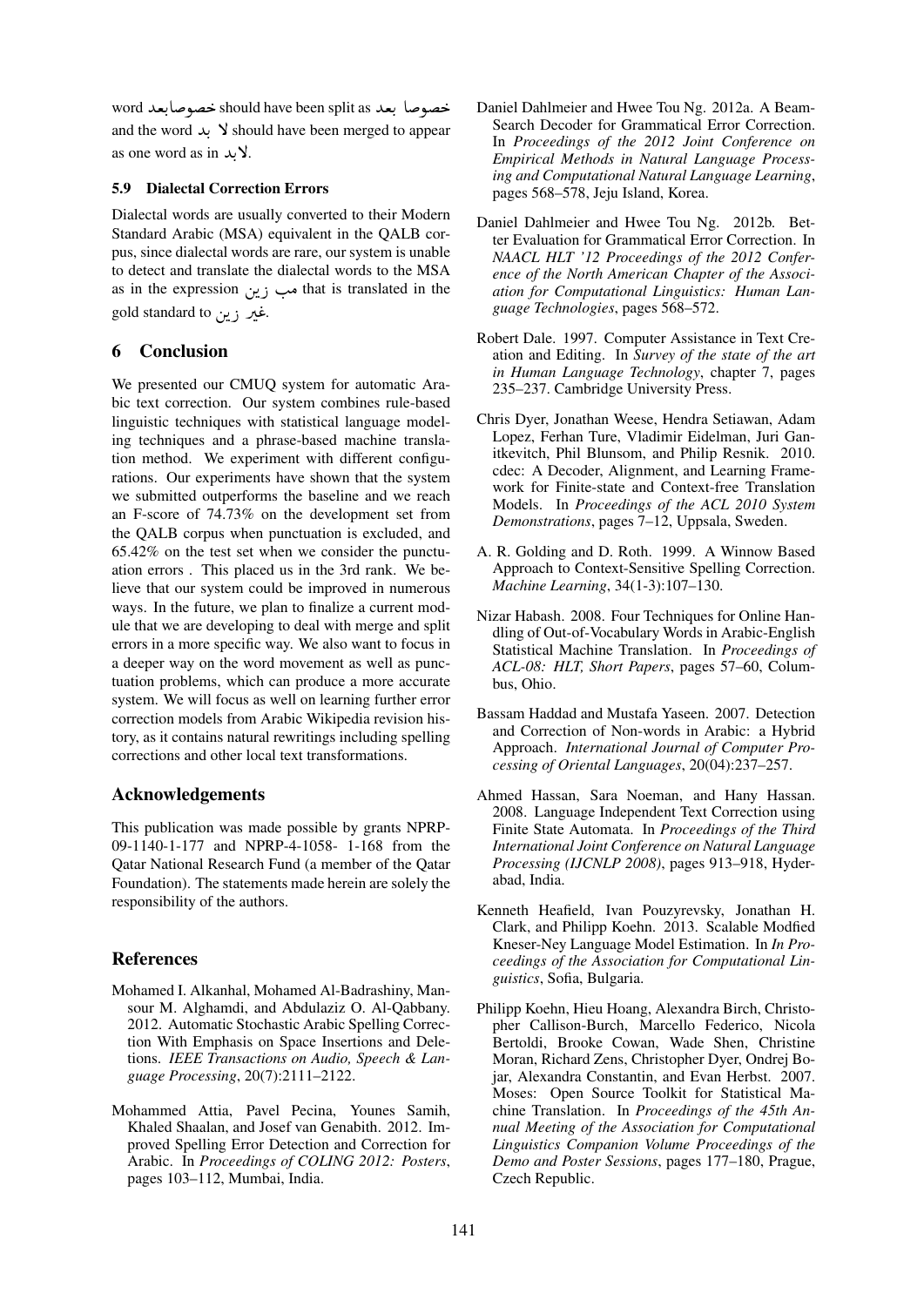word خصوصابعد should have been split as خصوصا بعد and the word لا بد should have been merged to appear as one word as in لابد.

### 5.9 Dialectal Correction Errors

Dialectal words are usually converted to their Modern Standard Arabic (MSA) equivalent in the QALB corpus, since dialectal words are rare, our system is unable to detect and translate the dialectal words to the MSA as in the expression مب زين that is translated in the gold standard to غير زين.

## 6 Conclusion

We presented our CMUQ system for automatic Arabic text correction. Our system combines rule-based linguistic techniques with statistical language modeling techniques and a phrase-based machine translation method. We experiment with different configurations. Our experiments have shown that the system we submitted outperforms the baseline and we reach an F-score of 74.73% on the development set from the QALB corpus when punctuation is excluded, and 65.42% on the test set when we consider the punctuation errors . This placed us in the 3rd rank. We believe that our system could be improved in numerous ways. In the future, we plan to finalize a current module that we are developing to deal with merge and split errors in a more specific way. We also want to focus in a deeper way on the word movement as well as punctuation problems, which can produce a more accurate system. We will focus as well on learning further error correction models from Arabic Wikipedia revision history, as it contains natural rewritings including spelling corrections and other local text transformations.

## Acknowledgements

This publication was made possible by grants NPRP-09-1140-1-177 and NPRP-4-1058- 1-168 from the Qatar National Research Fund (a member of the Qatar Foundation). The statements made herein are solely the responsibility of the authors.

## References

Mohamed I. Alkanhal, Mohamed Al-Badrashiny, Mansour M. Alghamdi, and Abdulaziz O. Al-Qabbany. 2012. Automatic Stochastic Arabic Spelling Correction With Emphasis on Space Insertions and Deletions. *IEEE Transactions on Audio, Speech & Language Processing*, 20(7):2111–2122.

Mohammed Attia, Pavel Pecina, Younes Samih, Khaled Shaalan, and Josef van Genabith. 2012. Improved Spelling Error Detection and Correction for Arabic. In *Proceedings of COLING 2012: Posters*, pages 103–112, Mumbai, India.

Daniel Dahlmeier and Hwee Tou Ng. 2012a. A Beam-Search Decoder for Grammatical Error Correction. In *Proceedings of the 2012 Joint Conference on Empirical Methods in Natural Language Processing and Computational Natural Language Learning*, pages 568–578, Jeju Island, Korea.

Daniel Dahlmeier and Hwee Tou Ng. 2012b. Better Evaluation for Grammatical Error Correction. In *NAACL HLT '12 Proceedings of the 2012 Conference of the North American Chapter of the Association for Computational Linguistics: Human Language Technologies*, pages 568–572.

Robert Dale. 1997. Computer Assistance in Text Creation and Editing. In *Survey of the state of the art in Human Language Technology*, chapter 7, pages 235–237. Cambridge University Press.

Chris Dyer, Jonathan Weese, Hendra Setiawan, Adam Lopez, Ferhan Ture, Vladimir Eidelman, Juri Ganitkevitch, Phil Blunsom, and Philip Resnik. 2010. cdec: A Decoder, Alignment, and Learning Framework for Finite-state and Context-free Translation Models. In *Proceedings of the ACL 2010 System Demonstrations*, pages 7–12, Uppsala, Sweden.

A. R. Golding and D. Roth. 1999. A Winnow Based Approach to Context-Sensitive Spelling Correction. *Machine Learning*, 34(1-3):107–130.

Nizar Habash. 2008. Four Techniques for Online Handling of Out-of-Vocabulary Words in Arabic-English Statistical Machine Translation. In *Proceedings of ACL-08: HLT, Short Papers*, pages 57–60, Columbus, Ohio.

Bassam Haddad and Mustafa Yaseen. 2007. Detection and Correction of Non-words in Arabic: a Hybrid Approach. *International Journal of Computer Processing of Oriental Languages*, 20(04):237–257.

Ahmed Hassan, Sara Noeman, and Hany Hassan. 2008. Language Independent Text Correction using Finite State Automata. In *Proceedings of the Third International Joint Conference on Natural Language Processing (IJCNLP 2008)*, pages 913–918, Hyderabad, India.

Kenneth Heafield, Ivan Pouzyrevsky, Jonathan H. Clark, and Philipp Koehn. 2013. Scalable Modfied Kneser-Ney Language Model Estimation. In *In Proceedings of the Association for Computational Linguistics*, Sofia, Bulgaria.

Philipp Koehn, Hieu Hoang, Alexandra Birch, Christopher Callison-Burch, Marcello Federico, Nicola Bertoldi, Brooke Cowan, Wade Shen, Christine Moran, Richard Zens, Christopher Dyer, Ondrej Bojar, Alexandra Constantin, and Evan Herbst. 2007. Moses: Open Source Toolkit for Statistical Machine Translation. In *Proceedings of the 45th Annual Meeting of the Association for Computational Linguistics Companion Volume Proceedings of the Demo and Poster Sessions*, pages 177–180, Prague, Czech Republic.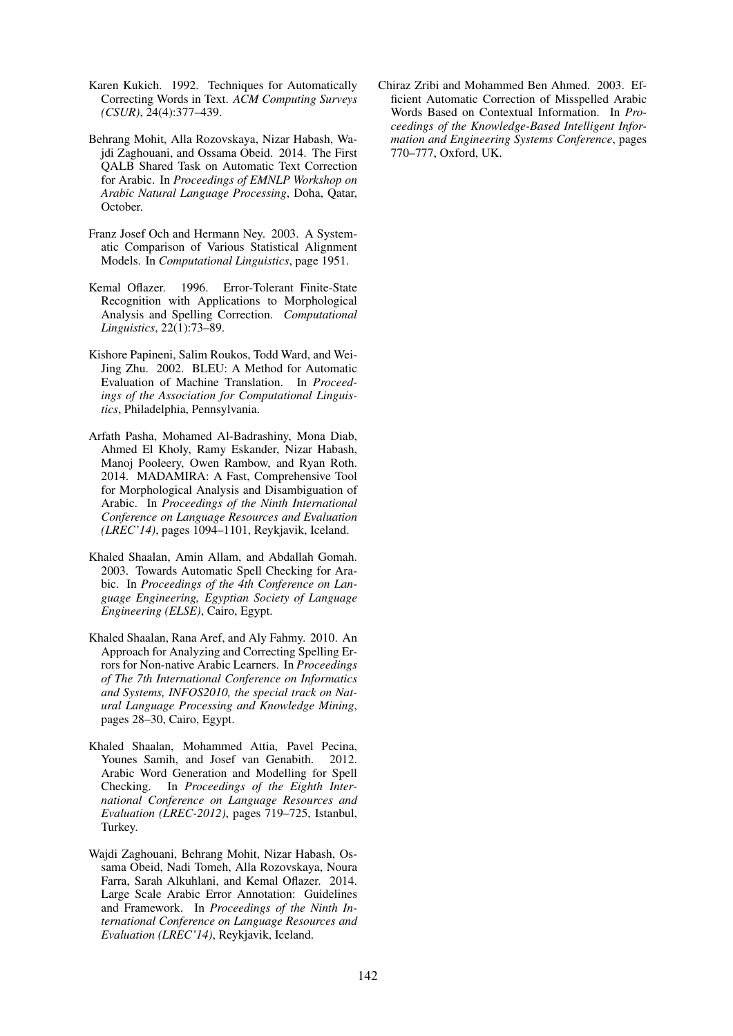Karen Kukich. 1992. Techniques for Automatically Correcting Words in Text. *ACM Computing Surveys (CSUR)*, 24(4):377–439.

Behrang Mohit, Alla Rozovskaya, Nizar Habash, Wajdi Zaghouani, and Ossama Obeid. 2014. The First QALB Shared Task on Automatic Text Correction for Arabic. In *Proceedings of EMNLP Workshop on Arabic Natural Language Processing*, Doha, Qatar, October.

Franz Josef Och and Hermann Ney. 2003. A Systematic Comparison of Various Statistical Alignment Models. In *Computational Linguistics*, page 1951.

Kemal Oflazer. 1996. Error-Tolerant Finite-State Recognition with Applications to Morphological Analysis and Spelling Correction. *Computational Linguistics*, 22(1):73–89.

Kishore Papineni, Salim Roukos, Todd Ward, and Wei-Jing Zhu. 2002. BLEU: A Method for Automatic Evaluation of Machine Translation. In *Proceedings of the Association for Computational Linguistics*, Philadelphia, Pennsylvania.

Arfath Pasha, Mohamed Al-Badrashiny, Mona Diab, Ahmed El Kholy, Ramy Eskander, Nizar Habash, Manoj Pooleery, Owen Rambow, and Ryan Roth. 2014. MADAMIRA: A Fast, Comprehensive Tool for Morphological Analysis and Disambiguation of Arabic. In *Proceedings of the Ninth International Conference on Language Resources and Evaluation (LREC'14)*, pages 1094–1101, Reykjavik, Iceland.

Khaled Shaalan, Amin Allam, and Abdallah Gomah. 2003. Towards Automatic Spell Checking for Arabic. In *Proceedings of the 4th Conference on Language Engineering, Egyptian Society of Language Engineering (ELSE)*, Cairo, Egypt.

Khaled Shaalan, Rana Aref, and Aly Fahmy. 2010. An Approach for Analyzing and Correcting Spelling Errors for Non-native Arabic Learners. In *Proceedings of The 7th International Conference on Informatics and Systems, INFOS2010, the special track on Natural Language Processing and Knowledge Mining*, pages 28–30, Cairo, Egypt.

Khaled Shaalan, Mohammed Attia, Pavel Pecina, Younes Samih, and Josef van Genabith. 2012. Arabic Word Generation and Modelling for Spell Checking. In *Proceedings of the Eighth International Conference on Language Resources and Evaluation (LREC-2012)*, pages 719–725, Istanbul, Turkey.

Wajdi Zaghouani, Behrang Mohit, Nizar Habash, Ossama Obeid, Nadi Tomeh, Alla Rozovskaya, Noura Farra, Sarah Alkuhlani, and Kemal Oflazer. 2014. Large Scale Arabic Error Annotation: Guidelines and Framework. In *Proceedings of the Ninth International Conference on Language Resources and Evaluation (LREC'14)*, Reykjavik, Iceland.

Chiraz Zribi and Mohammed Ben Ahmed. 2003. Efficient Automatic Correction of Misspelled Arabic Words Based on Contextual Information. In *Proceedings of the Knowledge-Based Intelligent Information and Engineering Systems Conference*, pages 770–777, Oxford, UK.